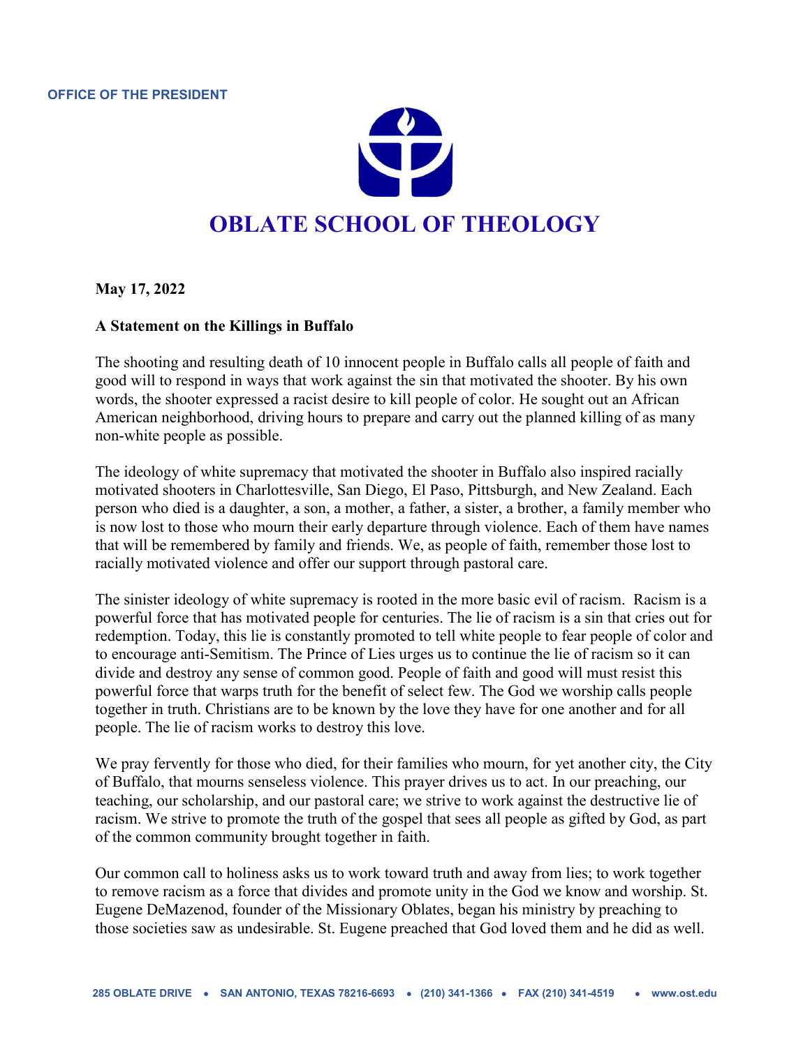OFFICE OF THE PRESIDENT

# OBLATE SCHOOL OF THEOLOGY

**May 17, 2022**

**A Statement on the Killings in Buffalo**

The shooting and resulting death of 10 innocent people in Buffalo calls all people of faith and good will to respond in ways that work against the sin that motivated the shooter. By his own words, the shooter expressed a racist desire to kill people of color. He sought out an African American neighborhood, driving hours to prepare and carry out the planned killing of as many non-white people as possible.

The ideology of white supremacy that motivated the shooter in Buffalo also inspired racially motivated shooters in Charlottesville, San Diego, El Paso, Pittsburgh, and New Zealand. Each person who died is a daughter, a son, a mother, a father, a sister, a brother, a family member who is now lost to those who mourn their early departure through violence. Each of them have names that will be remembered by family and friends. We, as people of faith, remember those lost to racially motivated violence and offer our support through pastoral care.

The sinister ideology of white supremacy is rooted in the more basic evil of racism. Racism is a powerful force that has motivated people for centuries. The lie of racism is a sin that cries out for redemption. Today, this lie is constantly promoted to tell white people to fear people of color and to encourage anti-Semitism. The Prince of Lies urges us to continue the lie of racism so it can divide and destroy any sense of common good. People of faith and good will must resist this powerful force that warps truth for the benefit of select few. The God we worship calls people together in truth. Christians are to be known by the love they have for one another and for all people. The lie of racism works to destroy this love.

We pray fervently for those who died, for their families who mourn, for yet another city, the City of Buffalo, that mourns senseless violence. This prayer drives us to act. In our preaching, our teaching, our scholarship, and our pastoral care; we strive to work against the destructive lie of racism. We strive to promote the truth of the gospel that sees all people as gifted by God, as part of the common community brought together in faith.

Our common call to holiness asks us to work toward truth and away from lies; to work together to remove racism as a force that divides and promote unity in the God we know and worship. St. Eugene DeMazenod, founder of the Missionary Oblates, began his ministry by preaching to those societies saw as undesirable. St. Eugene preached that God loved them and he did as well.

285 OBLATE DRIVE • SAN ANTONIO, TEXAS 78216-6693 • (210) 341-1366 • FAX (210) 341-4519 • www.ost.edu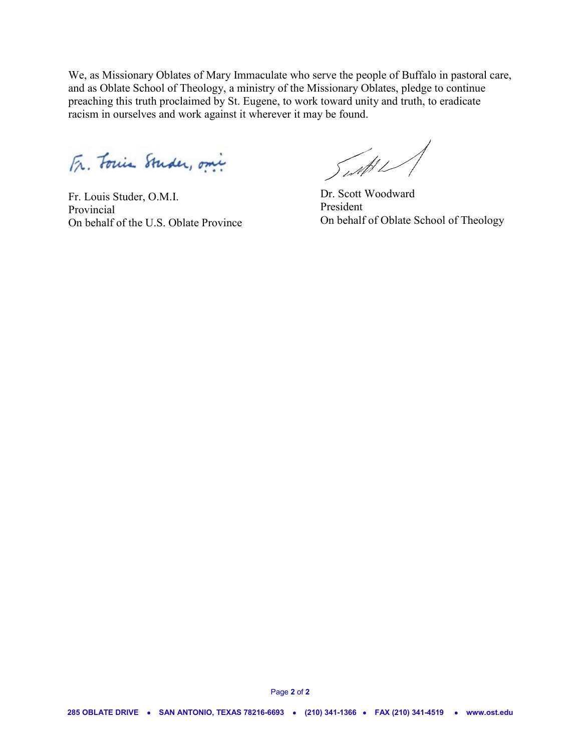We, as Missionary Oblates of Mary Immaculate who serve the people of Buffalo in pastoral care, and as Oblate School of Theology, a ministry of the Missionary Oblates, pledge to continue preaching this truth proclaimed by St. Eugene, to work toward unity and truth, to eradicate racism in ourselves and work against it wherever it may be found.

Fr. Louis Studer, omi

Fr. Louis Studer, O.M.I.
Provincial
On behalf of the U.S. Oblate Province

Dr. Scott Woodward
President
On behalf of Oblate School of Theology

285 OBLATE DRIVE • SAN ANTONIO, TEXAS 78216-6693 • (210) 341-1366 • FAX (210) 341-4519 • www.ost.edu